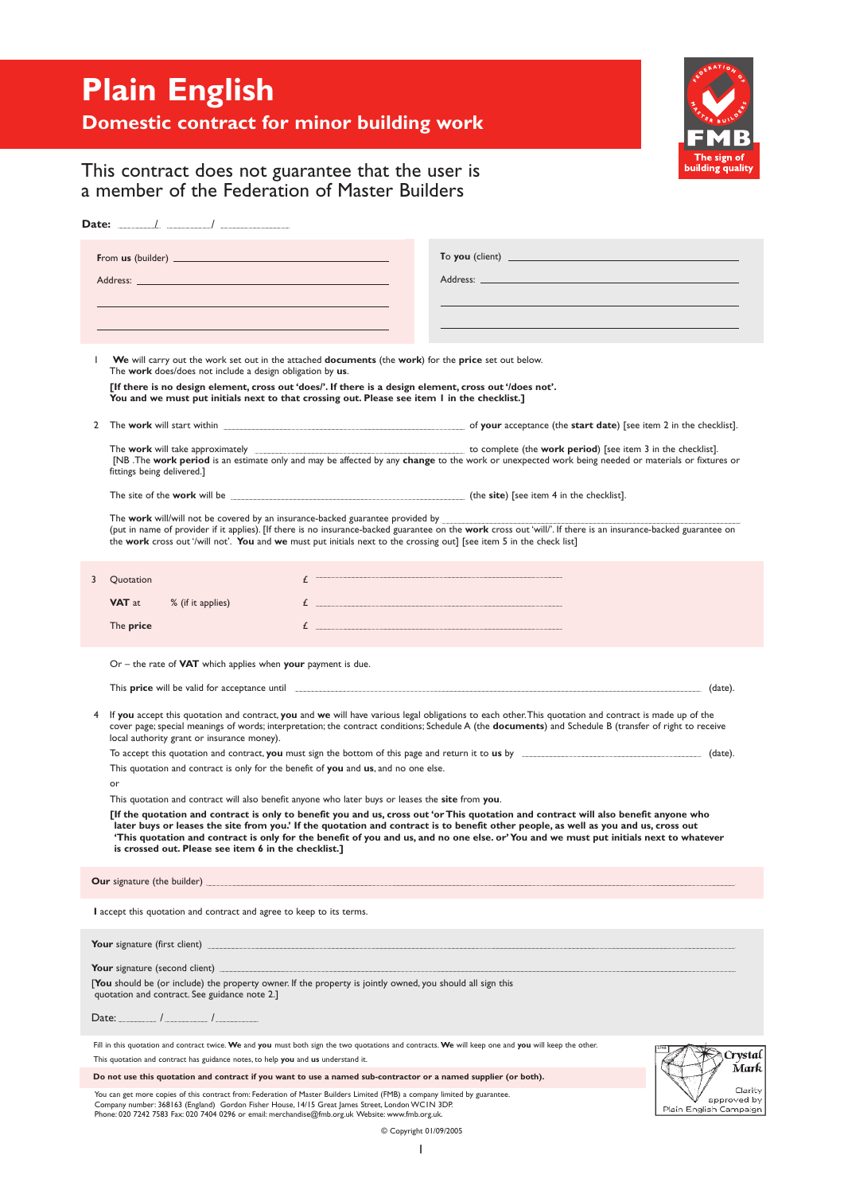# Plain English

## Domestic contract for minor building work

FMB — The sign of building quality

This contract does not guarantee that the user is a member of the Federation of Master Builders

**Date:** ______/ ______/ ________

From **us** (builder) ____________________

Address: ____________________

To **you** (client) ____________________

Address: ____________________

1 **We** will carry out the work set out in the attached **documents** (the **work**) for the **price** set out below.
The **work** does/does not include a design obligation by **us**.

**[If there is no design element, cross out 'does/'. If there is a design element, cross out '/does not'. You and we must put initials next to that crossing out. Please see item 1 in the checklist.]**

2 The **work** will start within ____________________ of **your** acceptance (the **start date**) [see item 2 in the checklist].

The **work** will take approximately ____________________ to complete (the **work period**) [see item 3 in the checklist].
[NB .The **work period** is an estimate only and may be affected by any **change** to the work or unexpected work being needed or materials or fixtures or fittings being delivered.]

The site of the **work** will be ____________________ (the **site**) [see item 4 in the checklist].

The **work** will/will not be covered by an insurance-backed guarantee provided by ____________________
(put in name of provider if it applies). [If there is no insurance-backed guarantee on the **work** cross out 'will/'. If there is an insurance-backed guarantee on the **work** cross out '/will not'. **You** and **we** must put initials next to the crossing out] [see item 5 in the check list]

3 Quotation £ ____________________

**VAT** at % (if it applies) £ ____________________

The **price** £ ____________________

Or – the rate of **VAT** which applies when **your** payment is due.

This **price** will be valid for acceptance until ____________________ (date).

4 If **you** accept this quotation and contract, **you** and **we** will have various legal obligations to each other. This quotation and contract is made up of the cover page; special meanings of words; interpretation; the contract conditions; Schedule A (the **documents**) and Schedule B (transfer of right to receive local authority grant or insurance money).

To accept this quotation and contract, **you** must sign the bottom of this page and return it to **us** by ____________________ (date).

This quotation and contract is only for the benefit of **you** and **us**, and no one else.

or

This quotation and contract will also benefit anyone who later buys or leases the **site** from **you**.

**[If the quotation and contract is only to benefit you and us, cross out 'or This quotation and contract will also benefit anyone who later buys or leases the site from you.' If the quotation and contract is to benefit other people, as well as you and us, cross out 'This quotation and contract is only for the benefit of you and us, and no one else. or' You and we must put initials next to whatever is crossed out. Please see item 6 in the checklist.]**

**Our** signature (the builder) ____________________

**I** accept this quotation and contract and agree to keep to its terms.

**Your** signature (first client) ____________________

**Your** signature (second client) ____________________

[**You** should be (or include) the property owner. If the property is jointly owned, you should all sign this quotation and contract. See guidance note 2.]

Date: ______ / ______ / ______

Fill in this quotation and contract twice. **We** and **you** must both sign the two quotations and contracts. **We** will keep one and **you** will keep the other.

This quotation and contract has guidance notes, to help **you** and **us** understand it.

**Do not use this quotation and contract if you want to use a named sub-contractor or a named supplier (or both).**

You can get more copies of this contract from: Federation of Master Builders Limited (FMB) a company limited by guarantee.
Company number: 368163 (England) Gordon Fisher House, 14/15 Great James Street, London WC1N 3DP.
Phone: 020 7242 7583 Fax: 020 7404 0296 or email: merchandise@fmb.org.uk Website: www.fmb.org.uk.

Crystal Mark — Clarity approved by Plain English Campaign

© Copyright 01/09/2005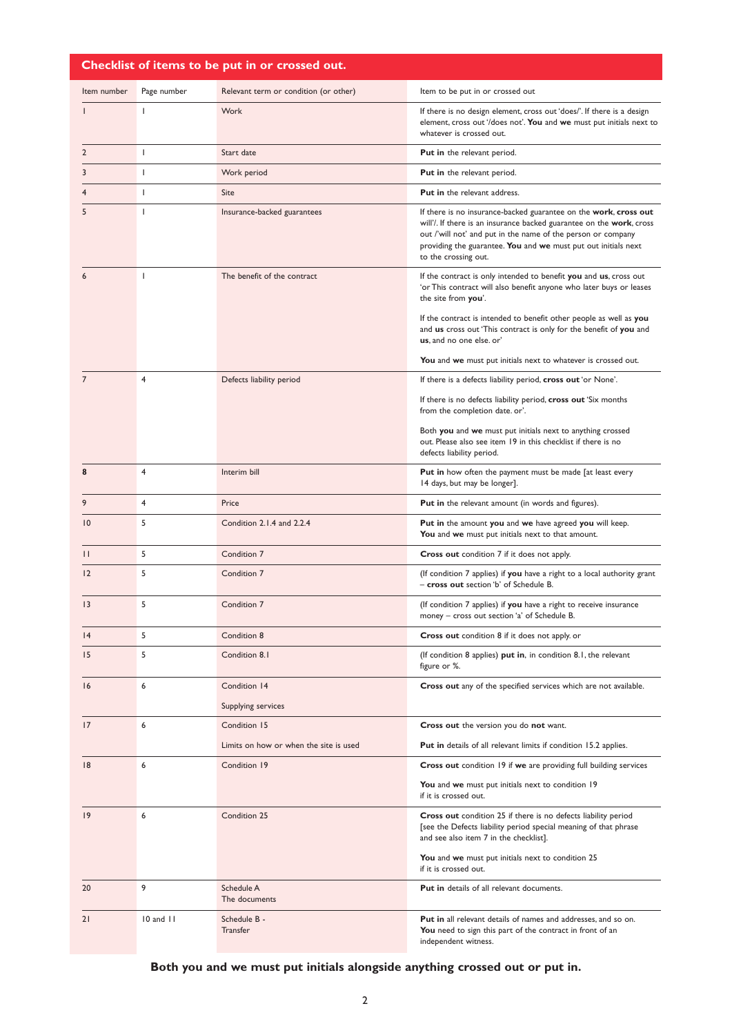## Checklist of items to be put in or crossed out.

| Item number | Page number | Relevant term or condition (or other) | Item to be put in or crossed out |
|---|---|---|---|
| 1 | 1 | Work | If there is no design element, cross out 'does/'. If there is a design element, cross out '/does not'. **You** and **we** must put initials next to whatever is crossed out. |
| 2 | 1 | Start date | **Put in** the relevant period. |
| 3 | 1 | Work period | **Put in** the relevant period. |
| 4 | 1 | Site | **Put in** the relevant address. |
| 5 | 1 | Insurance-backed guarantees | If there is no insurance-backed guarantee on the **work**, **cross out** will'/. If there is an insurance backed guarantee on the **work**, cross out /'will not' and put in the name of the person or company providing the guarantee. **You** and **we** must put out initials next to the crossing out. |
| 6 | 1 | The benefit of the contract | If the contract is only intended to benefit **you** and **us**, cross out 'or This contract will also benefit anyone who later buys or leases the site from **you**'.<br><br>If the contract is intended to benefit other people as well as **you** and **us** cross out 'This contract is only for the benefit of **you** and **us**, and no one else. or'<br><br>**You** and **we** must put initials next to whatever is crossed out. |
| 7 | 4 | Defects liability period | If there is a defects liability period, **cross out** 'or None'.<br><br>If there is no defects liability period, **cross out** 'Six months from the completion date. or'.<br><br>Both **you** and **we** must put initials next to anything crossed out. Please also see item 19 in this checklist if there is no defects liability period. |
| **8** | 4 | Interim bill | **Put in** how often the payment must be made [at least every 14 days, but may be longer]. |
| 9 | 4 | Price | **Put in** the relevant amount (in words and figures). |
| 10 | 5 | Condition 2.1.4 and 2.2.4 | **Put in** the amount **you** and **we** have agreed **you** will keep. **You** and **we** must put initials next to that amount. |
| 11 | 5 | Condition 7 | **Cross out** condition 7 if it does not apply. |
| 12 | 5 | Condition 7 | (If condition 7 applies) if **you** have a right to a local authority grant – **cross out** section 'b' of Schedule B. |
| 13 | 5 | Condition 7 | (If condition 7 applies) if **you** have a right to receive insurance money – cross out section 'a' of Schedule B. |
| 14 | 5 | Condition 8 | **Cross out** condition 8 if it does not apply. or |
| 15 | 5 | Condition 8.1 | (If condition 8 applies) **put in**, in condition 8.1, the relevant figure or %. |
| 16 | 6 | Condition 14<br><br>Supplying services | **Cross out** any of the specified services which are not available. |
| 17 | 6 | Condition 15<br><br>Limits on how or when the site is used | **Cross out** the version you do **not** want.<br><br>**Put in** details of all relevant limits if condition 15.2 applies. |
| 18 | 6 | Condition 19 | **Cross out** condition 19 if **we** are providing full building services<br><br>**You** and **we** must put initials next to condition 19 if it is crossed out. |
| 19 | 6 | Condition 25 | **Cross out** condition 25 if there is no defects liability period [see the Defects liability period special meaning of that phrase and see also item 7 in the checklist].<br><br>**You** and **we** must put initials next to condition 25 if it is crossed out. |
| 20 | 9 | Schedule A<br>The documents | **Put in** details of all relevant documents. |
| 21 | 10 and 11 | Schedule B -<br>Transfer | **Put in** all relevant details of names and addresses, and so on. **You** need to sign this part of the contract in front of an independent witness. |

**Both you and we must put initials alongside anything crossed out or put in.**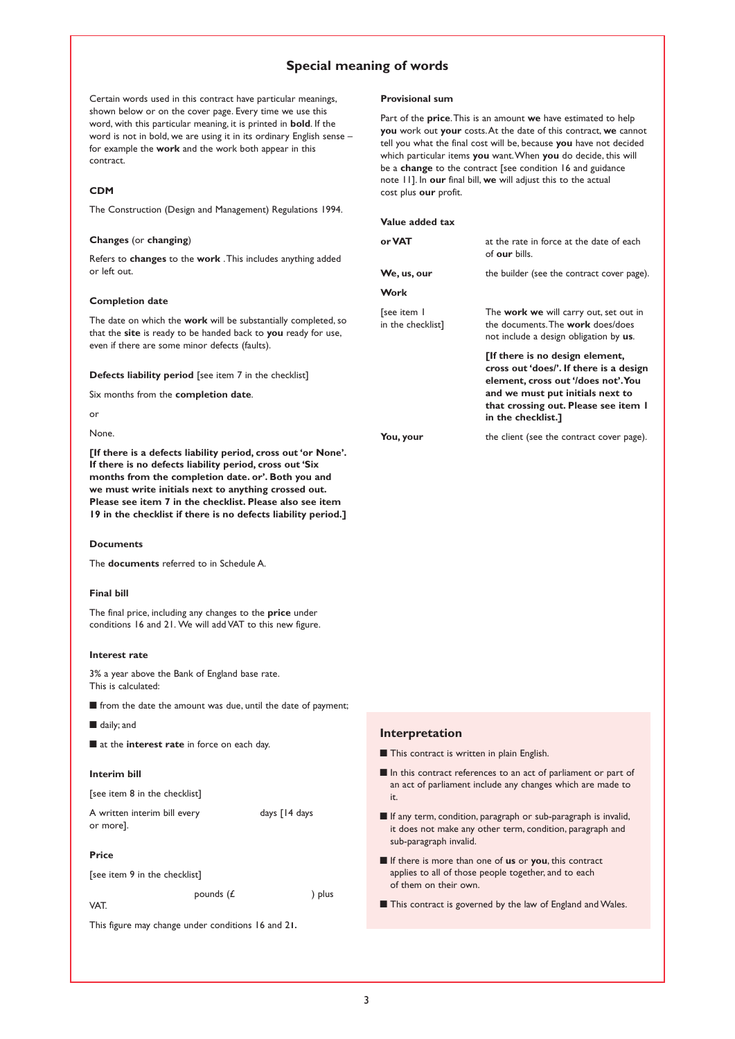# Special meaning of words

Certain words used in this contract have particular meanings, shown below or on the cover page. Every time we use this word, with this particular meaning, it is printed in **bold**. If the word is not in bold, we are using it in its ordinary English sense – for example the **work** and the work both appear in this contract.

### CDM

The Construction (Design and Management) Regulations 1994.

### Changes (or changing)

Refers to **changes** to the **work** . This includes anything added or left out.

### Completion date

The date on which the **work** will be substantially completed, so that the **site** is ready to be handed back to **you** ready for use, even if there are some minor defects (faults).

### Defects liability period [see item 7 in the checklist]

Six months from the **completion date**.

or

None.

**[If there is a defects liability period, cross out 'or None'. If there is no defects liability period, cross out 'Six months from the completion date. or'. Both you and we must write initials next to anything crossed out. Please see item 7 in the checklist. Please also see item 19 in the checklist if there is no defects liability period.]**

### Documents

The **documents** referred to in Schedule A.

### Final bill

The final price, including any changes to the **price** under conditions 16 and 21. We will add VAT to this new figure.

### Interest rate

3% a year above the Bank of England base rate.
This is calculated:

- from the date the amount was due, until the date of payment;
- daily; and
- at the **interest rate** in force on each day.

### Interim bill

[see item 8 in the checklist]

A written interim bill every                    days [14 days or more].

### Price

[see item 9 in the checklist]

                    pounds (£                    ) plus VAT.

This figure may change under conditions 16 and 21.

### Provisional sum

Part of the **price**. This is an amount **we** have estimated to help **you** work out **your** costs. At the date of this contract, **we** cannot tell you what the final cost will be, because **you** have not decided which particular items **you** want. When **you** do decide, this will be a **change** to the contract [see condition 16 and guidance note 11]. In **our** final bill, **we** will adjust this to the actual cost plus **our** profit.

### Value added tax

| | |
|---|---|
| **or VAT** | at the rate in force at the date of each of **our** bills. |
| **We, us, our** | the builder (see the contract cover page). |
| **Work** | |
| [see item 1 in the checklist] | The **work we** will carry out, set out in the documents. The **work** does/does not include a design obligation by **us**. |
| | **[If there is no design element, cross out 'does/'. If there is a design element, cross out '/does not'. You and we must put initials next to that crossing out. Please see item 1 in the checklist.]** |
| **You, your** | the client (see the contract cover page). |

## Interpretation

- This contract is written in plain English.
- In this contract references to an act of parliament or part of an act of parliament include any changes which are made to it.
- If any term, condition, paragraph or sub-paragraph is invalid, it does not make any other term, condition, paragraph and sub-paragraph invalid.
- If there is more than one of **us** or **you**, this contract applies to all of those people together, and to each of them on their own.
- This contract is governed by the law of England and Wales.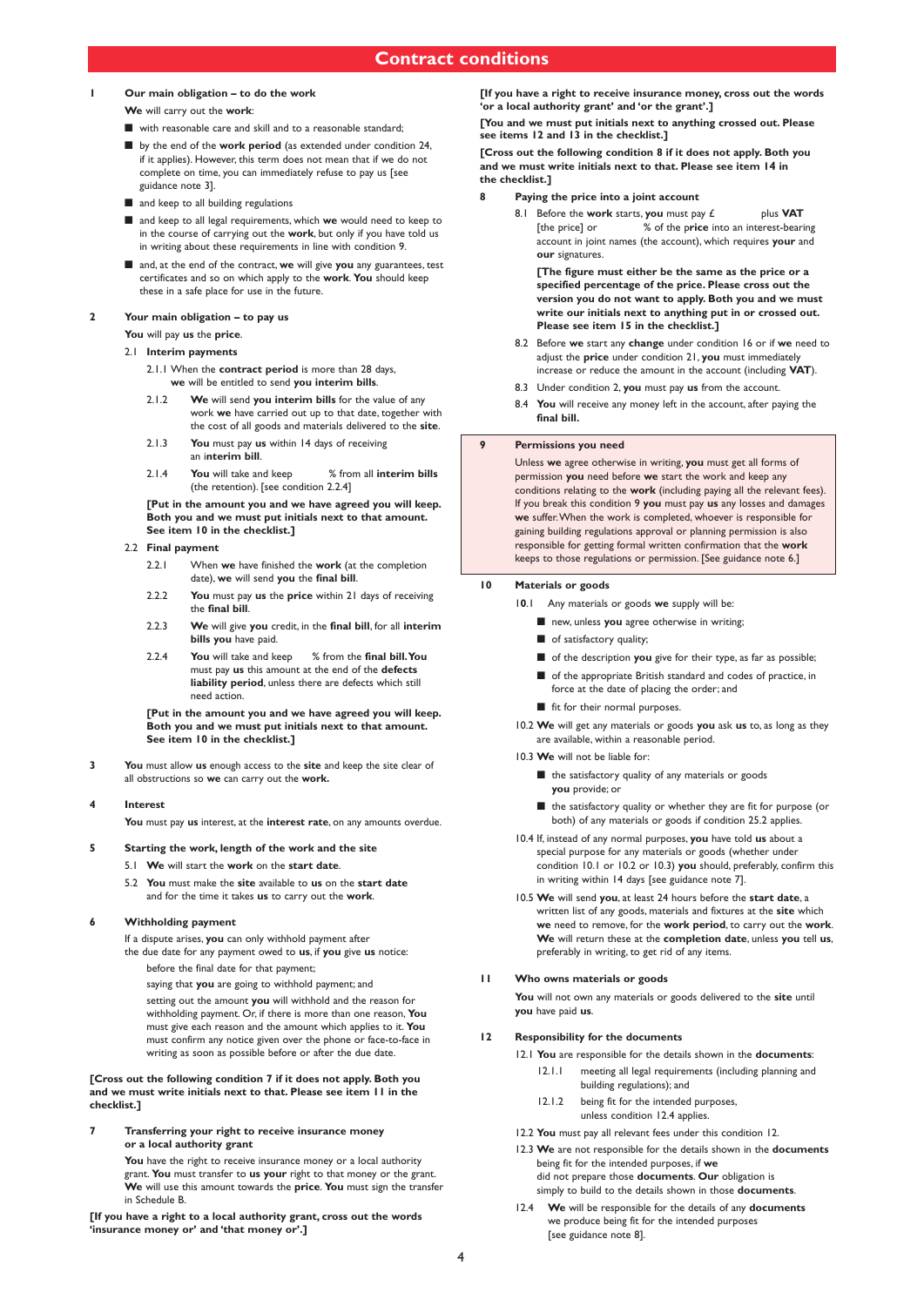# Contract conditions

**1 Our main obligation – to do the work**

**We** will carry out the **work**:

- with reasonable care and skill and to a reasonable standard;
- by the end of the **work period** (as extended under condition 24, if it applies). However, this term does not mean that if we do not complete on time, you can immediately refuse to pay us [see guidance note 3].
- and keep to all building regulations
- and keep to all legal requirements, which **we** would need to keep to in the course of carrying out the **work**, but only if you have told us in writing about these requirements in line with condition 9.
- and, at the end of the contract, **we** will give **you** any guarantees, test certificates and so on which apply to the **work**. **You** should keep these in a safe place for use in the future.

**2 Your main obligation – to pay us**

**You** will pay **us** the **price**.

2.1 **Interim payments**

2.1.1 When the **contract period** is more than 28 days, **we** will be entitled to send **you interim bills**.

2.1.2 **We** will send **you interim bills** for the value of any work **we** have carried out up to that date, together with the cost of all goods and materials delivered to the **site**.

2.1.3 **You** must pay **us** within 14 days of receiving an **interim bill**.

2.1.4 **You** will take and keep % from all **interim bills** (the retention). [see condition 2.2.4]

**[Put in the amount you and we have agreed you will keep. Both you and we must put initials next to that amount. See item 10 in the checklist.]**

2.2 **Final payment**

2.2.1 When **we** have finished the **work** (at the completion date), **we** will send **you** the **final bill**.

2.2.2 **You** must pay **us** the **price** within 21 days of receiving the **final bill**.

2.2.3 **We** will give **you** credit, in the **final bill**, for all **interim bills you** have paid.

2.2.4 **You** will take and keep % from the **final bill. You** must pay **us** this amount at the end of the **defects liability period**, unless there are defects which still need action.

**[Put in the amount you and we have agreed you will keep. Both you and we must put initials next to that amount. See item 10 in the checklist.]**

**3** **You** must allow **us** enough access to the **site** and keep the site clear of all obstructions so **we** can carry out the **work.**

**4 Interest**

**You** must pay **us** interest, at the **interest rate**, on any amounts overdue.

**5 Starting the work, length of the work and the site**

5.1 **We** will start the **work** on the **start date**.

5.2 **You** must make the **site** available to **us** on the **start date** and for the time it takes **us** to carry out the **work**.

**6 Withholding payment**

If a dispute arises, **you** can only withhold payment after the due date for any payment owed to **us**, if **you** give **us** notice:

before the final date for that payment;

saying that **you** are going to withhold payment; and

setting out the amount **you** will withhold and the reason for withholding payment. Or, if there is more than one reason, **You** must give each reason and the amount which applies to it. **You** must confirm any notice given over the phone or face-to-face in writing as soon as possible before or after the due date.

**[Cross out the following condition 7 if it does not apply. Both you and we must write initials next to that. Please see item 11 in the checklist.]**

**7 Transferring your right to receive insurance money or a local authority grant**

**You** have the right to receive insurance money or a local authority grant. **You** must transfer to **us your** right to that money or the grant. **We** will use this amount towards the **price**. **You** must sign the transfer in Schedule B.

**[If you have a right to a local authority grant, cross out the words 'insurance money or' and 'that money or'.]**

**[If you have a right to receive insurance money, cross out the words 'or a local authority grant' and 'or the grant'.]**

**[You and we must put initials next to anything crossed out. Please see items 12 and 13 in the checklist.]**

**[Cross out the following condition 8 if it does not apply. Both you and we must write initials next to that. Please see item 14 in the checklist.]**

**8 Paying the price into a joint account**

8.1 Before the **work** starts, **you** must pay £ plus **VAT** [the price] or % of the p**rice** into an interest-bearing account in joint names (the account), which requires **your** and **our** signatures.

**[The figure must either be the same as the price or a specified percentage of the price. Please cross out the version you do not want to apply. Both you and we must write our initials next to anything put in or crossed out. Please see item 15 in the checklist.]**

8.2 Before **we** start any **change** under condition 16 or if **we** need to adjust the **price** under condition 21, **you** must immediately increase or reduce the amount in the account (including **VAT**).

8.3 Under condition 2, **you** must pay **us** from the account.

8.4 **You** will receive any money left in the account, after paying the **final bill.**

**9 Permissions you need**

Unless **we** agree otherwise in writing, **you** must get all forms of permission **you** need before **we** start the work and keep any conditions relating to the **work** (including paying all the relevant fees). If you break this condition 9 **you** must pay **us** any losses and damages **we** suffer. When the work is completed, whoever is responsible for gaining building regulations approval or planning permission is also responsible for getting formal written confirmation that the **work** keeps to those regulations or permission. [See guidance note 6.]

**10 Materials or goods**

10.1 Any materials or goods **we** supply will be:

- new, unless **you** agree otherwise in writing;
- of satisfactory quality;
- of the description **you** give for their type, as far as possible;
- of the appropriate British standard and codes of practice, in force at the date of placing the order; and
- fit for their normal purposes.

10.2 **We** will get any materials or goods **you** ask **us** to, as long as they are available, within a reasonable period.

10.3 **We** will not be liable for:

- the satisfactory quality of any materials or goods **you** provide; or
- the satisfactory quality or whether they are fit for purpose (or both) of any materials or goods if condition 25.2 applies.

10.4 If, instead of any normal purposes, **you** have told **us** about a special purpose for any materials or goods (whether under condition 10.1 or 10.2 or 10.3) **you** should, preferably, confirm this in writing within 14 days [see guidance note 7].

10.5 **We** will send **you**, at least 24 hours before the **start date**, a written list of any goods, materials and fixtures at the **site** which **we** need to remove, for the **work period**, to carry out the **work**. **We** will return these at the **completion date**, unless **you** tell **us**, preferably in writing, to get rid of any items.

**11 Who owns materials or goods**

**You** will not own any materials or goods delivered to the **site** until **you** have paid **us**.

**12 Responsibility for the documents**

12.1 **You** are responsible for the details shown in the **documents**:

12.1.1 meeting all legal requirements (including planning and building regulations); and

12.1.2 being fit for the intended purposes, unless condition 12.4 applies.

12.2 **You** must pay all relevant fees under this condition 12.

12.3 **We** are not responsible for the details shown in the **documents** being fit for the intended purposes, if **we** did not prepare those **documents**. **Our** obligation is simply to build to the details shown in those **documents**.

12.4 **We** will be responsible for the details of any **documents** we produce being fit for the intended purposes [see guidance note 8].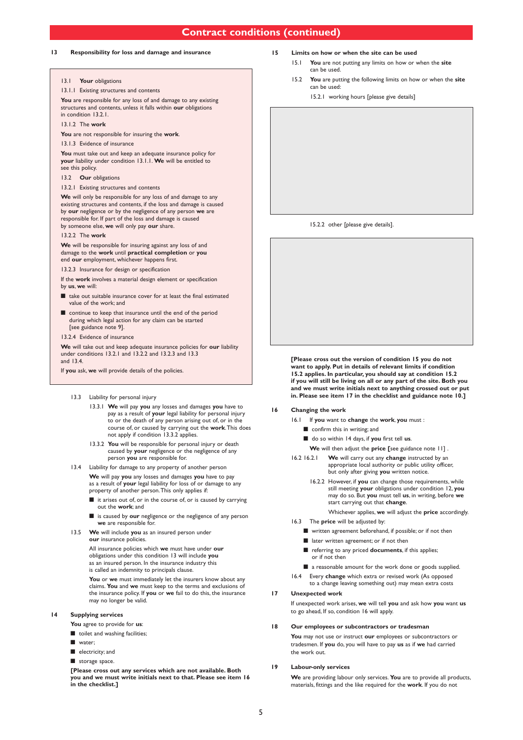## Contract conditions (continued)

### 13 Responsibility for loss and damage and insurance

13.1 **Your** obligations

13.1.1 Existing structures and contents

**You** are responsible for any loss of and damage to any existing structures and contents, unless it falls within **our** obligations in condition 13.2.1.

13.1.2 The **work**

**You** are not responsible for insuring the **work**.

13.1.3 Evidence of insurance

**You** must take out and keep an adequate insurance policy for **your** liability under condition 13.1.1. **We** will be entitled to see this policy.

13.2 **Our** obligations

13.2.1 Existing structures and contents

**We** will only be responsible for any loss of and damage to any existing structures and contents, if the loss and damage is caused by **our** negligence or by the negligence of any person **we** are responsible for. If part of the loss and damage is caused by someone else, **we** will only pay **our** share.

13.2.2 The **work**

**We** will be responsible for insuring against any loss of and damage to the **work** until **practical completion** or **you** end **our** employment, whichever happens first.

13.2.3 Insurance for design or specification

If the **work** involves a material design element or specification by **us**, **we** will:

- take out suitable insurance cover for at least the final estimated value of the work; and
- continue to keep that insurance until the end of the period during which legal action for any claim can be started [see guidance note 9].

13.2.4 Evidence of insurance

**We** will take out and keep adequate insurance policies for **our** liability under conditions 13.2.1 and 13.2.2 and 13.2.3 and 13.3 and 13.4.

If **you** ask, **we** will provide details of the policies.

13.3 Liability for personal injury

13.3.1 **We** will pay **you** any losses and damages **you** have to pay as a result of **your** legal liability for personal injury to or the death of any person arising out of, or in the course of, or caused by carrying out the **work**. This does not apply if condition 13.3.2 applies.

13.3.2 **You** will be responsible for personal injury or death caused by **your** negligence or the negligence of any person **you** are responsible for.

13.4 Liability for damage to any property of another person

**We** will pay **you** any losses and damages **you** have to pay as a result of **your** legal liability for loss of or damage to any property of another person. This only applies if:

- it arises out of, or in the course of, or is caused by carrying out the **work**; and
- is caused by **our** negligence or the negligence of any person **we** are responsible for.

13.5 **We** will include **you** as an insured person under **our** insurance policies.

All insurance policies which **we** must have under **our** obligations under this condition 13 will include **you** as an insured person. In the insurance industry this is called an indemnity to principals clause.

**You** or **we** must immediately let the insurers know about any claims. **You** and **we** must keep to the terms and exclusions of the insurance policy. If **you** or **we** fail to do this, the insurance may no longer be valid.

### 14 Supplying services

**You** agree to provide for **us**:

- toilet and washing facilities;
- water;
- electricity; and
- storage space.

**[Please cross out any services which are not available. Both you and we must write initials next to that. Please see item 16 in the checklist.]**

### 15 Limits on how or when the site can be used

15.1 **You** are not putting any limits on how or when the **site** can be used.

15.2 **You** are putting the following limits on how or when the **site** can be used:

15.2.1 working hours [please give details]

15.2.2 other [please give details].

**[Please cross out the version of condition 15 you do not want to apply. Put in details of relevant limits if condition 15.2 applies. In particular, you should say at condition 15.2 if you will still be living on all or any part of the site. Both you and we must write initials next to anything crossed out or put in. Please see item 17 in the checklist and guidance note 10.]**

### 16 Changing the work

16.1 If **you** want to **change** the **work**, **you** must :

- confirm this in writing; and
- do so within 14 days, if **you** first tell **us**.

**We** will then adjust the **price** [see guidance note 11] .

16.2 16.2.1 **We** will carry out any **change** instructed by an appropriate local authority or public utility officer, but only after giving **you** written notice.

16.2.2 However, if **you** can change those requirements, while still meeting **your** obligations under condition 12, **you** may do so. But **you** must tell **us**, in writing, before **we** start carrying out that **change**.

Whichever applies, **we** will adjust the **price** accordingly.

16.3 The **price** will be adjusted by:

- written agreement beforehand, if possible; or if not then
- later written agreement; or if not then
- referring to any priced **documents**, if this applies; or if not then
- a reasonable amount for the work done or goods supplied.

16.4 Every **change** which extra or revised work (As opposed to a change leaving something out) may mean extra costs

### 17 Unexpected work

If unexpected work arises, **we** will tell **you** and ask how **you** want **us** to go ahead, If so, condition 16 will apply.

### 18 Our employees or subcontractors or tradesman

**You** may not use or instruct **our** employees or subcontractors or tradesmen. If **you** do, you will have to pay **us** as if **we** had carried the work out.

### 19 Labour-only services

**We** are providing labour only services. **You** are to provide all products, materials, fittings and the like required for the **work**. If you do not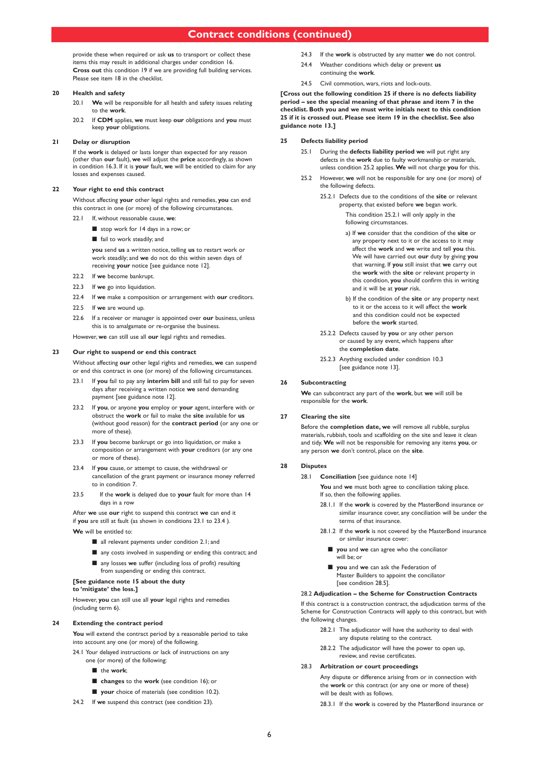## Contract conditions (continued)

provide these when required or ask **us** to transport or collect these items this may result in additional charges under condition 16. **Cross out** this condition 19 if we are providing full building services. Please see item 18 in the checklist.

### 20 Health and safety

20.1 **We** will be responsible for all health and safety issues relating to the **work**.

20.2 If **CDM** applies, **we** must keep **our** obligations and **you** must keep **your** obligations.

### 21 Delay or disruption

If the **work** is delayed or lasts longer than expected for any reason (other than **our** fault), **we** will adjust the **price** accordingly, as shown in condition 16.3. If it is **your** fault, **we** will be entitled to claim for any losses and expenses caused.

### 22 Your right to end this contract

Without affecting **your** other legal rights and remedies, **you** can end this contract in one (or more) of the following circumstances.

22.1 If, without reasonable cause, **we**:

- stop work for 14 days in a row; or
- fail to work steadily; and

**you** send **us** a written notice, telling **us** to restart work or work steadily; and **we** do not do this within seven days of receiving **your** notice [see guidance note 12].

22.2 If **we** become bankrupt.

22.3 If **we** go into liquidation.

22.4 If **we** make a composition or arrangement with **our** creditors.

22.5 If **we** are wound up.

22.6 If a receiver or manager is appointed over **our** business, unless this is to amalgamate or re-organise the business.

However, **we** can still use all **our** legal rights and remedies.

### 23 Our right to suspend or end this contract

Without affecting **our** other legal rights and remedies, **we** can suspend or end this contract in one (or more) of the following circumstances.

23.1 If **you** fail to pay any **interim bill** and still fail to pay for seven days after receiving a written notice **we** send demanding payment [see guidance note 12].

23.2 If **you**, or anyone **you** employ or **your** agent, interfere with or obstruct the **work** or fail to make the **site** available for **us** (without good reason) for the **contract period** (or any one or more of these).

23.3 If **you** become bankrupt or go into liquidation, or make a composition or arrangement with **your** creditors (or any one or more of these).

23.4 If **you** cause, or attempt to cause, the withdrawal or cancellation of the grant payment or insurance money referred to in condition 7.

23.5 If the **work** is delayed due to **your** fault for more than 14 days in a row

After **we** use **our** right to suspend this contract **we** can end it if **you** are still at fault (as shown in conditions 23.1 to 23.4 ).

**We** will be entitled to:

- all relevant payments under condition 2.1; and
- any costs involved in suspending or ending this contract; and
- any losses **we** suffer (including loss of profit) resulting from suspending or ending this contract.

**[See guidance note 15 about the duty to 'mitigate' the loss.]**

However, **you** can still use all **your** legal rights and remedies (including term 6).

### 24 Extending the contract period

**You** will extend the contract period by a reasonable period to take into account any one (or more) of the following.

24.1 Your delayed instructions or lack of instructions on any one (or more) of the following:

- the **work**;
- **changes** to the **work** (see condition 16); or
- **your** choice of materials (see condition 10.2).

24.2 If **we** suspend this contract (see condition 23).

24.3 If the **work** is obstructed by any matter **we** do not control.

24.4 Weather conditions which delay or prevent **us** continuing the **work**.

24.5 Civil commotion, wars, riots and lock-outs.

**[Cross out the following condition 25 if there is no defects liability period – see the special meaning of that phrase and item 7 in the checklist. Both you and we must write initials next to this condition 25 if it is crossed out. Please see item 19 in the checklist. See also guidance note 13.]**

### 25 Defects liability period

25.1 During the **defects liability period we** will put right any defects in the **work** due to faulty workmanship or materials, unless condition 25.2 applies. **We** will not charge **you** for this.

25.2 However, **we** will not be responsible for any one (or more) of the following defects.

25.2.1 Defects due to the conditions of the **site** or relevant property, that existed before **we** began work.

This condition 25.2.1 will only apply in the following circumstances.

a) If **we** consider that the condition of the **site** or any property next to it or the access to it may affect the **work** and **we** write and tell **you** this. We will have carried out **our** duty by giving **you** that warning. If **you** still insist that **we** carry out the **work** with the **site** or relevant property in this condition, **you** should confirm this in writing and it will be at **your** risk.

b) If the condition of the **site** or any property next to it or the access to it will affect the **work** and this condition could not be expected before the **work** started.

25.2.2 Defects caused by **you** or any other person or caused by any event, which happens after the **completion date**.

25.2.3 Anything excluded under condition 10.3 [see guidance note 13].

### 26 Subcontracting

**We** can subcontract any part of the **work**, but **we** will still be responsible for the **work**.

### 27 Clearing the site

Before the **completion date, we** will remove all rubble, surplus materials, rubbish, tools and scaffolding on the site and leave it clean and tidy. **We** will not be responsible for removing any items **you**, or any person **we** don't control, place on the **site**.

### 28 Disputes

28.1 **Conciliation** [see guidance note 14]

**You** and **we** must both agree to conciliation taking place. If so, then the following applies.

28.1.1 If the **work** is covered by the MasterBond insurance or similar insurance cover, any conciliation will be under the terms of that insurance.

28.1.2 If the **work** is not covered by the MasterBond insurance or similar insurance cover:

- **you** and **we** can agree who the conciliator will be; or
- **you** and **we** can ask the Federation of Master Builders to appoint the conciliator [see condition 28.5].

28.2 **Adjudication – the Scheme for Construction Contracts**

If this contract is a construction contract, the adjudication terms of the Scheme for Construction Contracts will apply to this contract, but with the following changes.

28.2.1 The adjudicator will have the authority to deal with any dispute relating to the contract.

28.2.2 The adjudicator will have the power to open up, review, and revise certificates.

28.3 **Arbitration or court proceedings**

Any dispute or difference arising from or in connection with the **work** or this contract (or any one or more of these) will be dealt with as follows.

28.3.1 If the **work** is covered by the MasterBond insurance or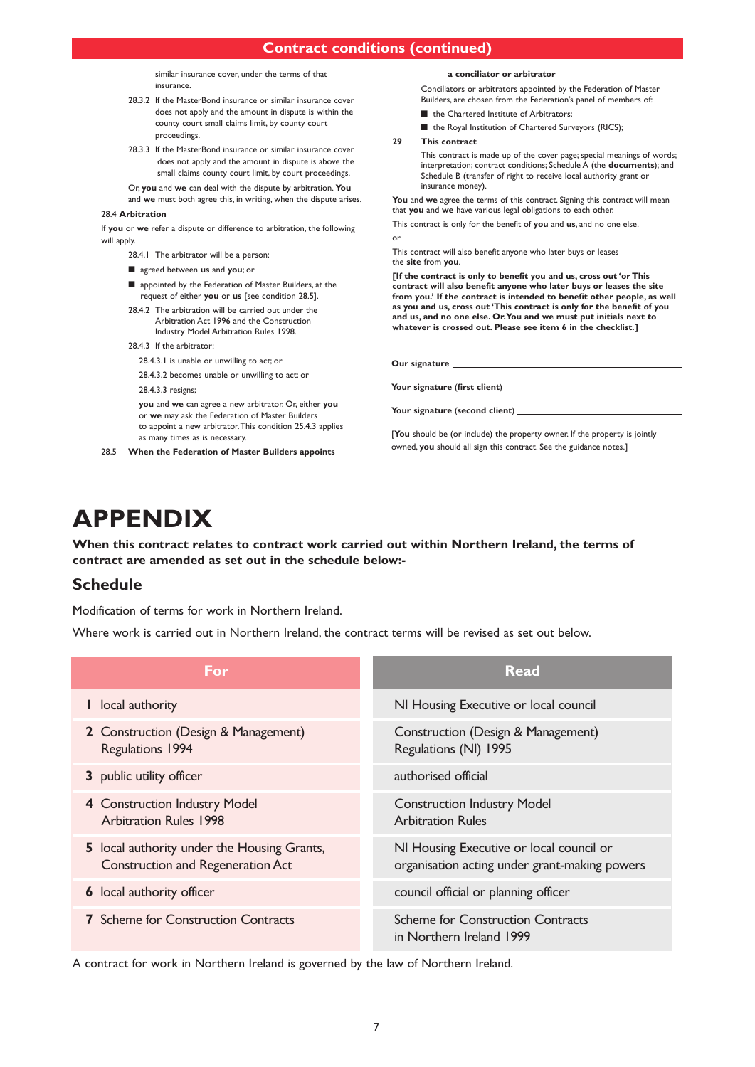## Contract conditions (continued)

similar insurance cover, under the terms of that insurance.

28.3.2 If the MasterBond insurance or similar insurance cover does not apply and the amount in dispute is within the county court small claims limit, by county court proceedings.

28.3.3 If the MasterBond insurance or similar insurance cover does not apply and the amount in dispute is above the small claims county court limit, by court proceedings.

Or, **you** and **we** can deal with the dispute by arbitration. **You** and **we** must both agree this, in writing, when the dispute arises.

28.4 **Arbitration**

If **you** or **we** refer a dispute or difference to arbitration, the following will apply.

28.4.1 The arbitrator will be a person:

- agreed between **us** and **you**; or
- appointed by the Federation of Master Builders, at the request of either **you** or **us** [see condition 28.5].

28.4.2 The arbitration will be carried out under the Arbitration Act 1996 and the Construction Industry Model Arbitration Rules 1998.

28.4.3 If the arbitrator:

28.4.3.1 is unable or unwilling to act; or

28.4.3.2 becomes unable or unwilling to act; or

28.4.3.3 resigns;

**you** and **we** can agree a new arbitrator. Or, either **you** or **we** may ask the Federation of Master Builders to appoint a new arbitrator. This condition 25.4.3 applies as many times as is necessary.

28.5 **When the Federation of Master Builders appoints a conciliator or arbitrator**

Conciliators or arbitrators appointed by the Federation of Master Builders, are chosen from the Federation's panel of members of:

- the Chartered Institute of Arbitrators;
- the Royal Institution of Chartered Surveyors (RICS);

**29 This contract**

This contract is made up of the cover page; special meanings of words; interpretation; contract conditions; Schedule A (the **documents**); and Schedule B (transfer of right to receive local authority grant or insurance money).

**You** and **we** agree the terms of this contract. Signing this contract will mean that **you** and **we** have various legal obligations to each other.

This contract is only for the benefit of **you** and **us**, and no one else.

or

This contract will also benefit anyone who later buys or leases the **site** from **you**.

**[If the contract is only to benefit you and us, cross out 'or This contract will also benefit anyone who later buys or leases the site from you.' If the contract is intended to benefit other people, as well as you and us, cross out 'This contract is only for the benefit of you and us, and no one else. Or. You and we must put initials next to whatever is crossed out. Please see item 6 in the checklist.]**

**Our signature** \_\_\_\_\_\_\_\_\_\_\_\_\_\_\_\_\_\_\_\_\_\_\_\_\_\_\_\_\_\_\_\_

**Your signature (first client)** \_\_\_\_\_\_\_\_\_\_\_\_\_\_\_\_\_\_\_\_\_\_\_\_\_\_\_\_\_\_\_\_

**Your signature (second client)** \_\_\_\_\_\_\_\_\_\_\_\_\_\_\_\_\_\_\_\_\_\_\_\_\_\_\_\_\_\_\_\_

[**You** should be (or include) the property owner. If the property is jointly owned, **you** should all sign this contract. See the guidance notes.]

# APPENDIX

**When this contract relates to contract work carried out within Northern Ireland, the terms of contract are amended as set out in the schedule below:-**

## Schedule

Modification of terms for work in Northern Ireland.

Where work is carried out in Northern Ireland, the contract terms will be revised as set out below.

| For | Read |
|---|---|
| **1** local authority | NI Housing Executive or local council |
| **2** Construction (Design & Management) Regulations 1994 | Construction (Design & Management) Regulations (NI) 1995 |
| **3** public utility officer | authorised official |
| **4** Construction Industry Model Arbitration Rules 1998 | Construction Industry Model Arbitration Rules |
| **5** local authority under the Housing Grants, Construction and Regeneration Act | NI Housing Executive or local council or organisation acting under grant-making powers |
| **6** local authority officer | council official or planning officer |
| **7** Scheme for Construction Contracts | Scheme for Construction Contracts in Northern Ireland 1999 |

A contract for work in Northern Ireland is governed by the law of Northern Ireland.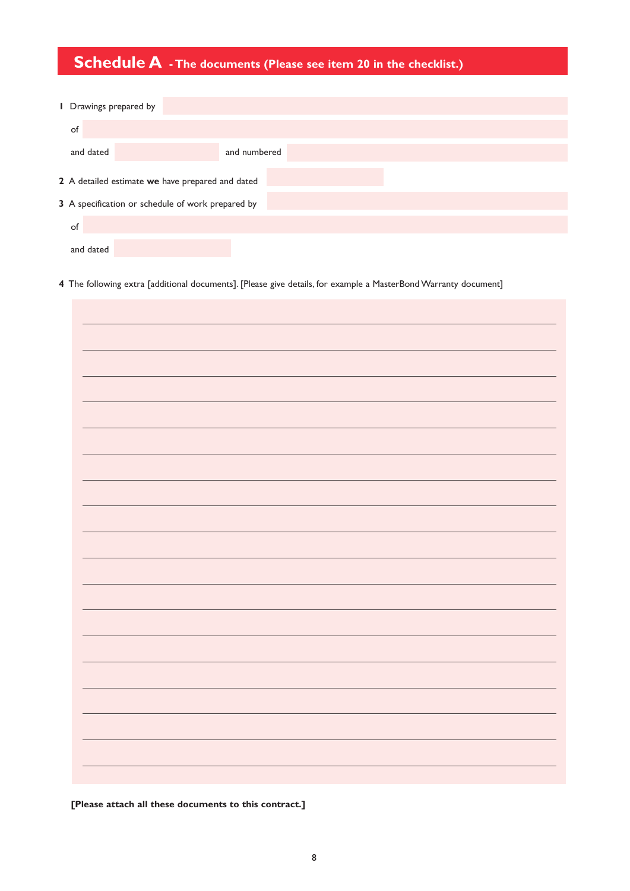# Schedule A - The documents (Please see item 20 in the checklist.)

1 Drawings prepared by

of

and dated　　　　and numbered

2 A detailed estimate **we** have prepared and dated

3 A specification or schedule of work prepared by

of

and dated

4 The following extra [additional documents]. [Please give details, for example a MasterBond Warranty document]

**[Please attach all these documents to this contract.]**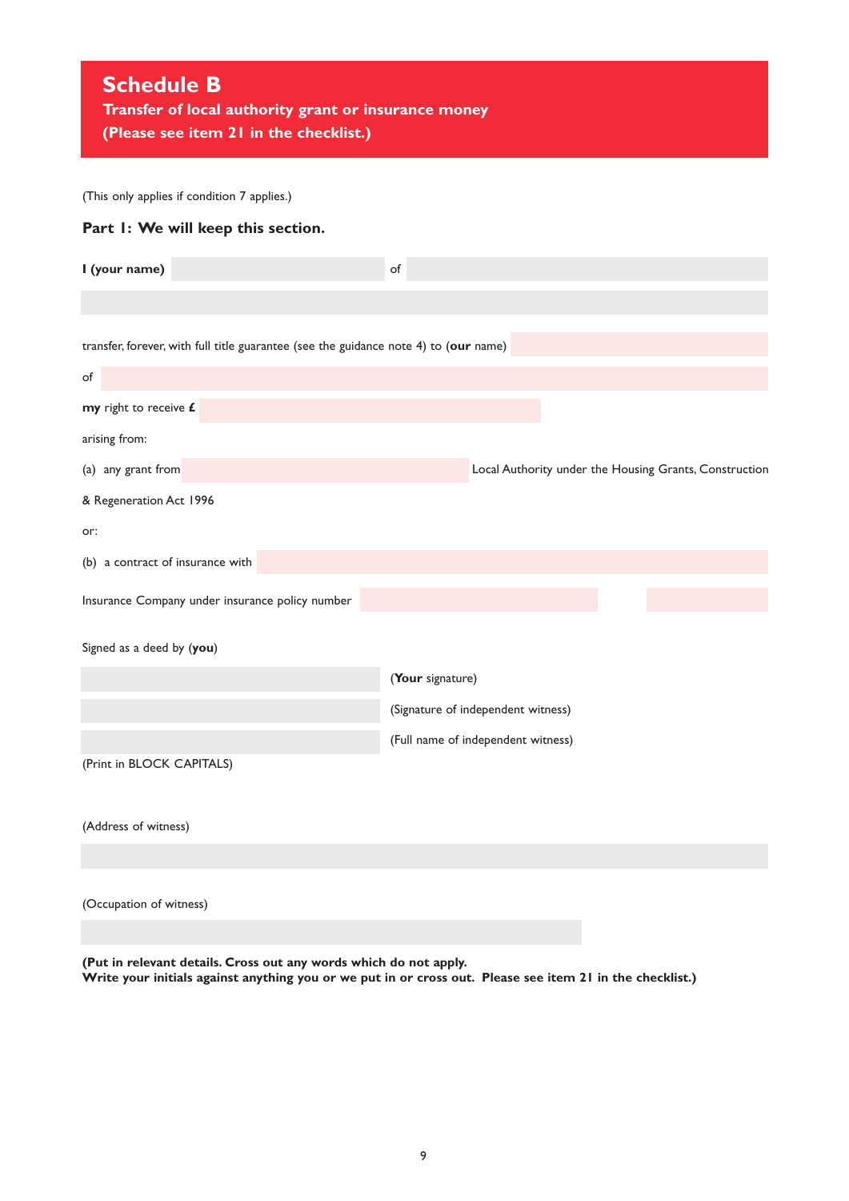# Schedule B

**Transfer of local authority grant or insurance money**
**(Please see item 21 in the checklist.)**

(This only applies if condition 7 applies.)

## Part 1: We will keep this section.

**I (your name)** ____________________ of ____________________

____________________________________________

transfer, forever, with full title guarantee (see the guidance note 4) to (**our** name) ____________________

of ____________________________________________

**my** right to receive **£** ____________________

arising from:

(a) any grant from ____________________ Local Authority under the Housing Grants, Construction & Regeneration Act 1996

or:

(b) a contract of insurance with ____________________

Insurance Company under insurance policy number ____________________ ____________________

Signed as a deed by (**you**)

____________________ (**Your** signature)

____________________ (Signature of independent witness)

____________________ (Full name of independent witness)

(Print in BLOCK CAPITALS)

(Address of witness)

____________________________________________

(Occupation of witness)

____________________________________________

**(Put in relevant details. Cross out any words which do not apply.**
**Write your initials against anything you or we put in or cross out. Please see item 21 in the checklist.)**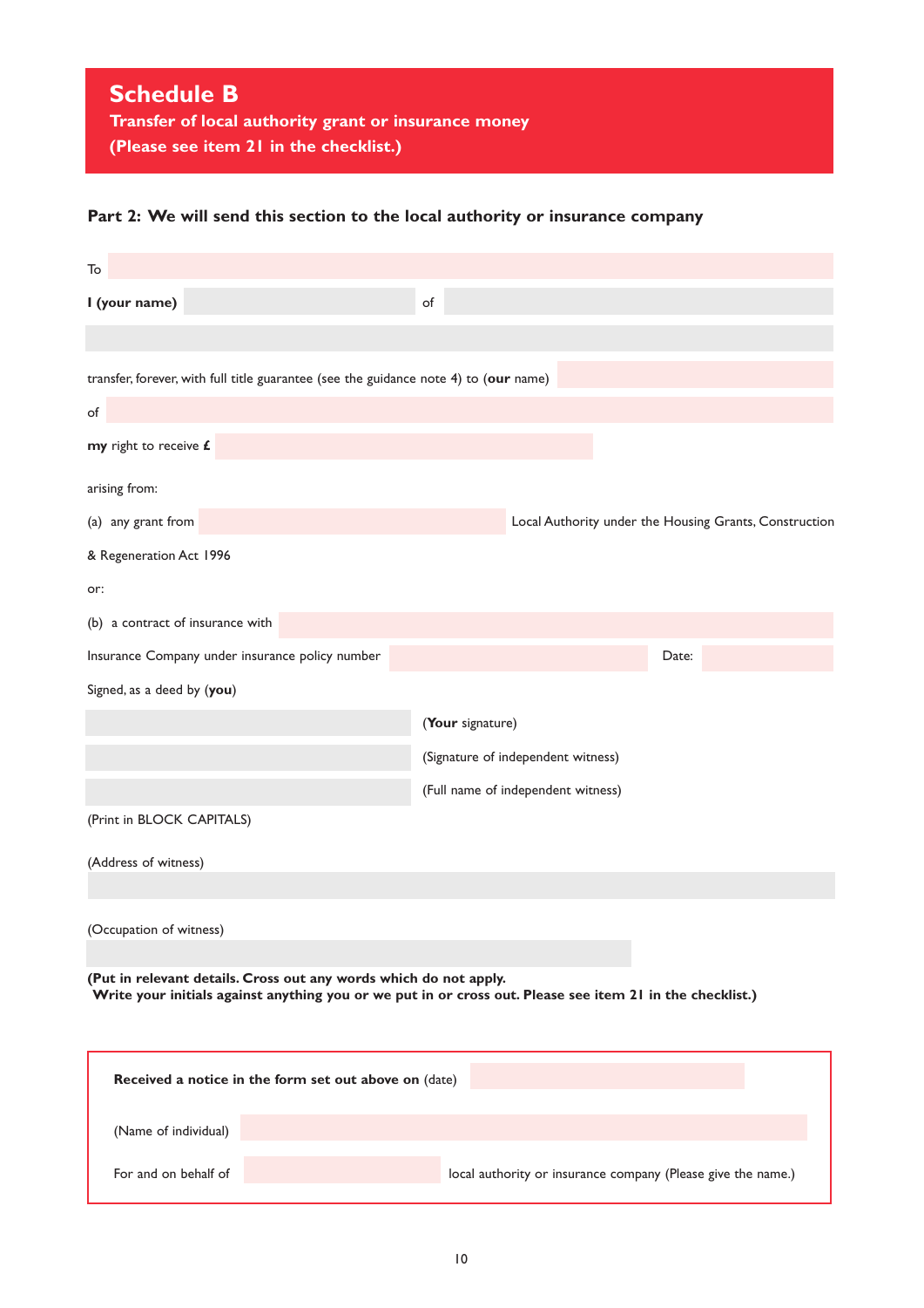# Schedule B

**Transfer of local authority grant or insurance money**
**(Please see item 21 in the checklist.)**

## Part 2: We will send this section to the local authority or insurance company

To

**I (your name)** of

transfer, forever, with full title guarantee (see the guidance note 4) to (**our** name)

of

**my** right to receive **£**

arising from:

(a) any grant from Local Authority under the Housing Grants, Construction & Regeneration Act 1996

or:

(b) a contract of insurance with

Insurance Company under insurance policy number Date:

Signed, as a deed by (**you**)

(**Your** signature)

(Signature of independent witness)

(Full name of independent witness)

(Print in BLOCK CAPITALS)

(Address of witness)

(Occupation of witness)

**(Put in relevant details. Cross out any words which do not apply.
Write your initials against anything you or we put in or cross out. Please see item 21 in the checklist.)**

---

**Received a notice in the form set out above on** (date)

(Name of individual)

For and on behalf of local authority or insurance company (Please give the name.)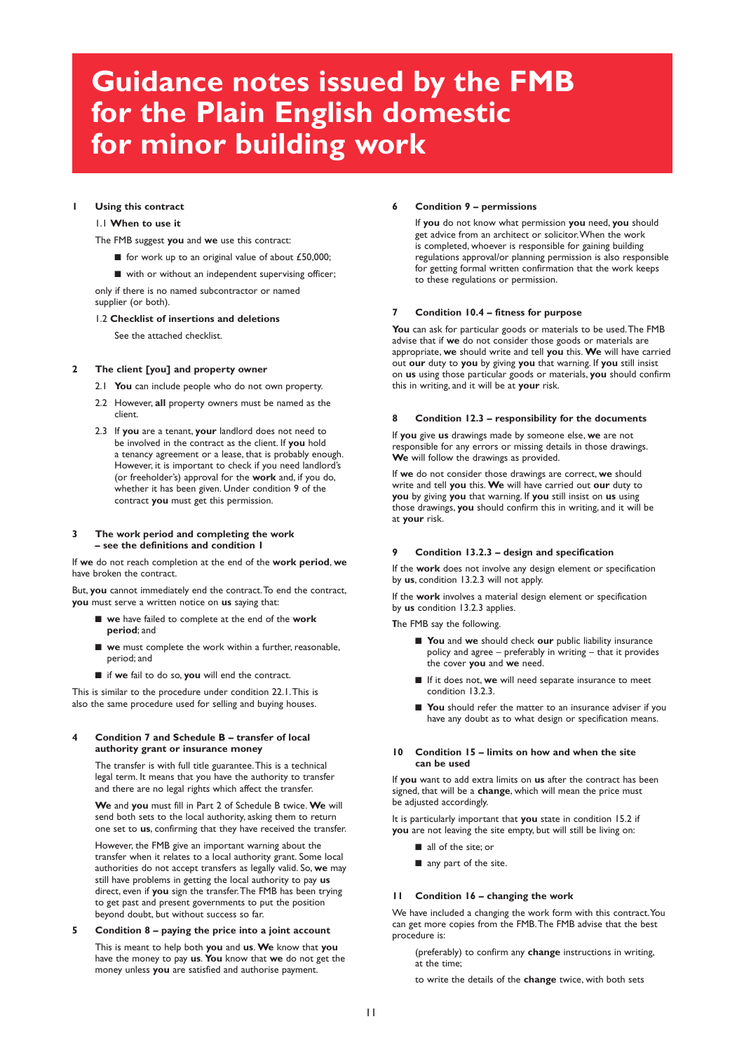# Guidance notes issued by the FMB for the Plain English domestic for minor building work

## 1 Using this contract

### 1.1 When to use it

The FMB suggest **you** and **we** use this contract:

- for work up to an original value of about £50,000;
- with or without an independent supervising officer;

only if there is no named subcontractor or named supplier (or both).

### 1.2 Checklist of insertions and deletions

See the attached checklist.

## 2 The client [you] and property owner

2.1 **You** can include people who do not own property.

2.2 However, **all** property owners must be named as the client.

2.3 If **you** are a tenant, **your** landlord does not need to be involved in the contract as the client. If **you** hold a tenancy agreement or a lease, that is probably enough. However, it is important to check if you need landlord's (or freeholder's) approval for the **work** and, if you do, whether it has been given. Under condition 9 of the contract **you** must get this permission.

## 3 The work period and completing the work – see the definitions and condition 1

If **we** do not reach completion at the end of the **work period**, **we** have broken the contract.

But, **you** cannot immediately end the contract. To end the contract, **you** must serve a written notice on **us** saying that:

- **we** have failed to complete at the end of the **work period**; and
- **we** must complete the work within a further, reasonable, period; and
- if **we** fail to do so, **you** will end the contract.

This is similar to the procedure under condition 22.1. This is also the same procedure used for selling and buying houses.

## 4 Condition 7 and Schedule B – transfer of local authority grant or insurance money

The transfer is with full title guarantee. This is a technical legal term. It means that you have the authority to transfer and there are no legal rights which affect the transfer.

**We** and **you** must fill in Part 2 of Schedule B twice. **We** will send both sets to the local authority, asking them to return one set to **us**, confirming that they have received the transfer.

However, the FMB give an important warning about the transfer when it relates to a local authority grant. Some local authorities do not accept transfers as legally valid. So, **we** may still have problems in getting the local authority to pay **us** direct, even if **you** sign the transfer. The FMB has been trying to get past and present governments to put the position beyond doubt, but without success so far.

## 5 Condition 8 – paying the price into a joint account

This is meant to help both **you** and **us**. **We** know that **you** have the money to pay **us**. **You** know that **we** do not get the money unless **you** are satisfied and authorise payment.

## 6 Condition 9 – permissions

If **you** do not know what permission **you** need, **you** should get advice from an architect or solicitor. When the work is completed, whoever is responsible for gaining building regulations approval/or planning permission is also responsible for getting formal written confirmation that the work keeps to these regulations or permission.

## 7 Condition 10.4 – fitness for purpose

**You** can ask for particular goods or materials to be used. The FMB advise that if **we** do not consider those goods or materials are appropriate, **we** should write and tell **you** this. **We** will have carried out **our** duty to **you** by giving **you** that warning. If **you** still insist on **us** using those particular goods or materials, **you** should confirm this in writing, and it will be at **your** risk.

## 8 Condition 12.3 – responsibility for the documents

If **you** give **us** drawings made by someone else, **we** are not responsible for any errors or missing details in those drawings. **We** will follow the drawings as provided.

If **we** do not consider those drawings are correct, **we** should write and tell **you** this. **We** will have carried out **our** duty to **you** by giving **you** that warning. If **you** still insist on **us** using those drawings, **you** should confirm this in writing, and it will be at **your** risk.

## 9 Condition 13.2.3 – design and specification

If the **work** does not involve any design element or specification by **us**, condition 13.2.3 will not apply.

If the **work** involves a material design element or specification by **us** condition 13.2.3 applies.

The FMB say the following.

- **You** and **we** should check **our** public liability insurance policy and agree – preferably in writing – that it provides the cover **you** and **we** need.
- If it does not, **we** will need separate insurance to meet condition 13.2.3.
- **You** should refer the matter to an insurance adviser if you have any doubt as to what design or specification means.

## 10 Condition 15 – limits on how and when the site can be used

If **you** want to add extra limits on **us** after the contract has been signed, that will be a **change**, which will mean the price must be adjusted accordingly.

It is particularly important that **you** state in condition 15.2 if **you** are not leaving the site empty, but will still be living on:

- all of the site; or
- any part of the site.

## 11 Condition 16 – changing the work

We have included a changing the work form with this contract. You can get more copies from the FMB. The FMB advise that the best procedure is:

(preferably) to confirm any **change** instructions in writing, at the time;

to write the details of the **change** twice, with both sets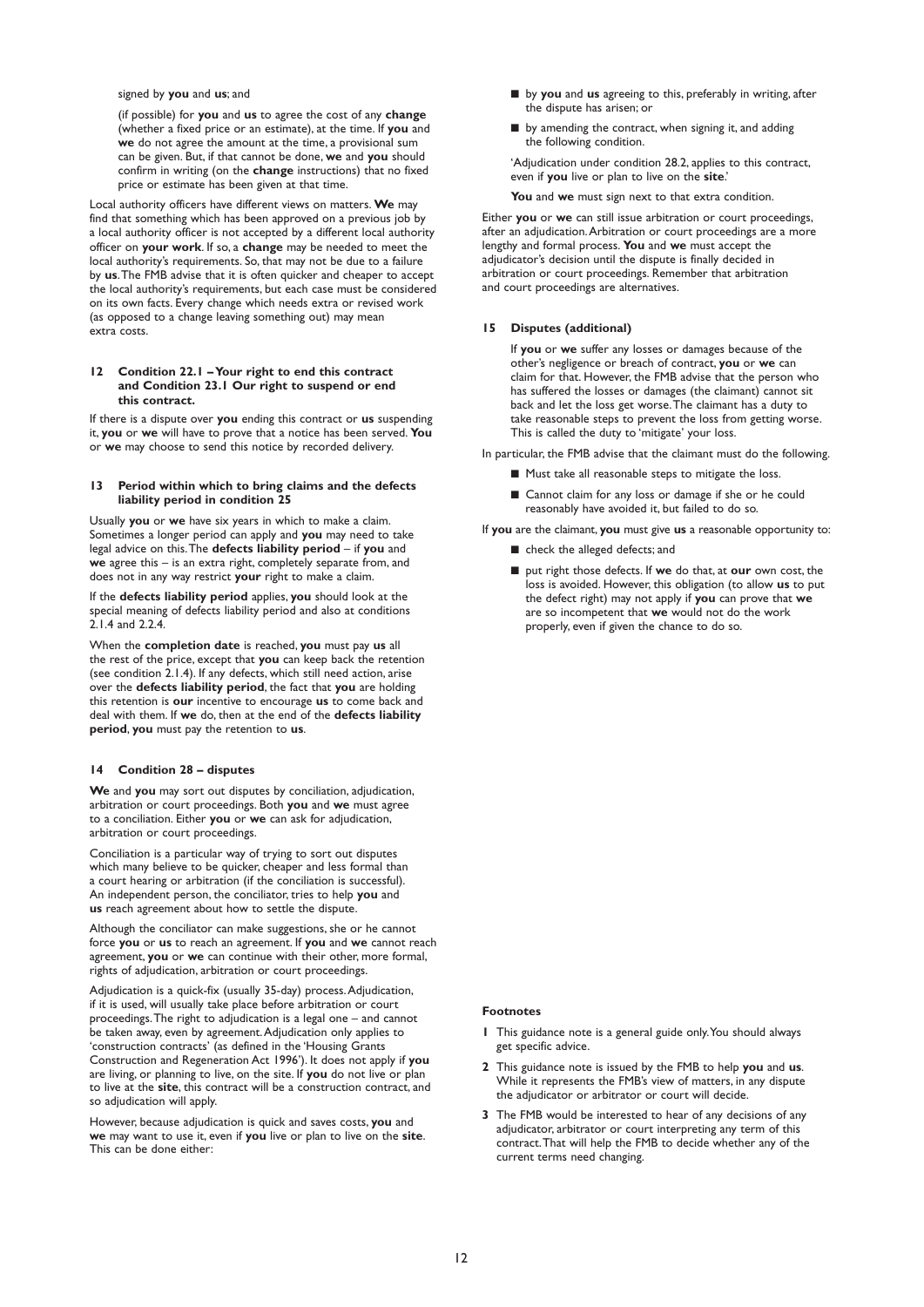signed by **you** and **us**; and

(if possible) for **you** and **us** to agree the cost of any **change** (whether a fixed price or an estimate), at the time. If **you** and **we** do not agree the amount at the time, a provisional sum can be given. But, if that cannot be done, **we** and **you** should confirm in writing (on the **change** instructions) that no fixed price or estimate has been given at that time.

Local authority officers have different views on matters. **We** may find that something which has been approved on a previous job by a local authority officer is not accepted by a different local authority officer on **your work**. If so, a **change** may be needed to meet the local authority's requirements. So, that may not be due to a failure by **us**. The FMB advise that it is often quicker and cheaper to accept the local authority's requirements, but each case must be considered on its own facts. Every change which needs extra or revised work (as opposed to a change leaving something out) may mean extra costs.

### 12 Condition 22.1 – Your right to end this contract and Condition 23.1 Our right to suspend or end this contract.

If there is a dispute over **you** ending this contract or **us** suspending it, **you** or **we** will have to prove that a notice has been served. **You** or **we** may choose to send this notice by recorded delivery.

### 13 Period within which to bring claims and the defects liability period in condition 25

Usually **you** or **we** have six years in which to make a claim. Sometimes a longer period can apply and **you** may need to take legal advice on this. The **defects liability period** – if **you** and **we** agree this – is an extra right, completely separate from, and does not in any way restrict **your** right to make a claim.

If the **defects liability period** applies, **you** should look at the special meaning of defects liability period and also at conditions 2.1.4 and 2.2.4.

When the **completion date** is reached, **you** must pay **us** all the rest of the price, except that **you** can keep back the retention (see condition 2.1.4). If any defects, which still need action, arise over the **defects liability period**, the fact that **you** are holding this retention is **our** incentive to encourage **us** to come back and deal with them. If **we** do, then at the end of the **defects liability period**, **you** must pay the retention to **us**.

### 14 Condition 28 – disputes

**We** and **you** may sort out disputes by conciliation, adjudication, arbitration or court proceedings. Both **you** and **we** must agree to a conciliation. Either **you** or **we** can ask for adjudication, arbitration or court proceedings.

Conciliation is a particular way of trying to sort out disputes which many believe to be quicker, cheaper and less formal than a court hearing or arbitration (if the conciliation is successful). An independent person, the conciliator, tries to help **you** and **us** reach agreement about how to settle the dispute.

Although the conciliator can make suggestions, she or he cannot force **you** or **us** to reach an agreement. If **you** and **we** cannot reach agreement, **you** or **we** can continue with their other, more formal, rights of adjudication, arbitration or court proceedings.

Adjudication is a quick-fix (usually 35-day) process. Adjudication, if it is used, will usually take place before arbitration or court proceedings. The right to adjudication is a legal one – and cannot be taken away, even by agreement. Adjudication only applies to 'construction contracts' (as defined in the 'Housing Grants Construction and Regeneration Act 1996'). It does not apply if **you** are living, or planning to live, on the site. If **you** do not live or plan to live at the **site**, this contract will be a construction contract, and so adjudication will apply.

However, because adjudication is quick and saves costs, **you** and **we** may want to use it, even if **you** live or plan to live on the **site**. This can be done either:

- by **you** and **us** agreeing to this, preferably in writing, after the dispute has arisen; or
- by amending the contract, when signing it, and adding the following condition.

'Adjudication under condition 28.2, applies to this contract, even if **you** live or plan to live on the **site**.'

**You** and **we** must sign next to that extra condition.

Either **you** or **we** can still issue arbitration or court proceedings, after an adjudication. Arbitration or court proceedings are a more lengthy and formal process. **You** and **we** must accept the adjudicator's decision until the dispute is finally decided in arbitration or court proceedings. Remember that arbitration and court proceedings are alternatives.

### 15 Disputes (additional)

If **you** or **we** suffer any losses or damages because of the other's negligence or breach of contract, **you** or **we** can claim for that. However, the FMB advise that the person who has suffered the losses or damages (the claimant) cannot sit back and let the loss get worse. The claimant has a duty to take reasonable steps to prevent the loss from getting worse. This is called the duty to 'mitigate' your loss.

In particular, the FMB advise that the claimant must do the following.

- Must take all reasonable steps to mitigate the loss.
- Cannot claim for any loss or damage if she or he could reasonably have avoided it, but failed to do so.

If **you** are the claimant, **you** must give **us** a reasonable opportunity to:

- check the alleged defects; and
- put right those defects. If **we** do that, at **our** own cost, the loss is avoided. However, this obligation (to allow **us** to put the defect right) may not apply if **you** can prove that **we** are so incompetent that **we** would not do the work properly, even if given the chance to do so.

#### Footnotes

1. This guidance note is a general guide only. You should always get specific advice.
2. This guidance note is issued by the FMB to help **you** and **us**. While it represents the FMB's view of matters, in any dispute the adjudicator or arbitrator or court will decide.
3. The FMB would be interested to hear of any decisions of any adjudicator, arbitrator or court interpreting any term of this contract. That will help the FMB to decide whether any of the current terms need changing.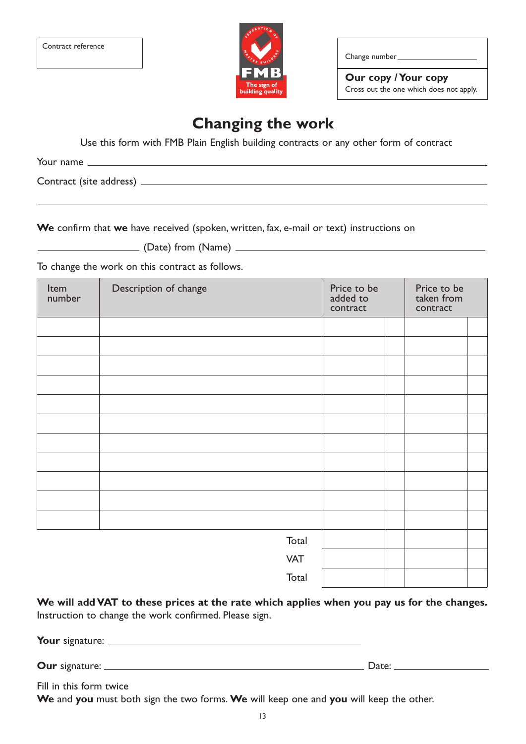Contract reference

Change number ____________

**Our copy / Your copy**
Cross out the one which does not apply.

# Changing the work

Use this form with FMB Plain English building contracts or any other form of contract

Your name ______________________________________________

Contract (site address) ______________________________________________

______________________________________________

**We** confirm that **we** have received (spoken, written, fax, e-mail or text) instructions on

____________ (Date) from (Name) ______________________________________________

To change the work on this contract as follows.

| Item number | Description of change | Price to be added to contract | | Price to be taken from contract | |
|---|---|---|---|---|---|
| | | | | | |
| | | | | | |
| | | | | | |
| | | | | | |
| | | | | | |
| | | | | | |
| | | | | | |
| | | | | | |
| | | | | | |
| | | | | | |
| | | | | | |
| | Total | | | | |
| | VAT | | | | |
| | Total | | | | |

**We will add VAT to these prices at the rate which applies when you pay us for the changes.**
Instruction to change the work confirmed. Please sign.

**Your** signature: ______________________________________________

**Our** signature: ______________________________________________ Date: ____________

Fill in this form twice
**We** and **you** must both sign the two forms. **We** will keep one and **you** will keep the other.